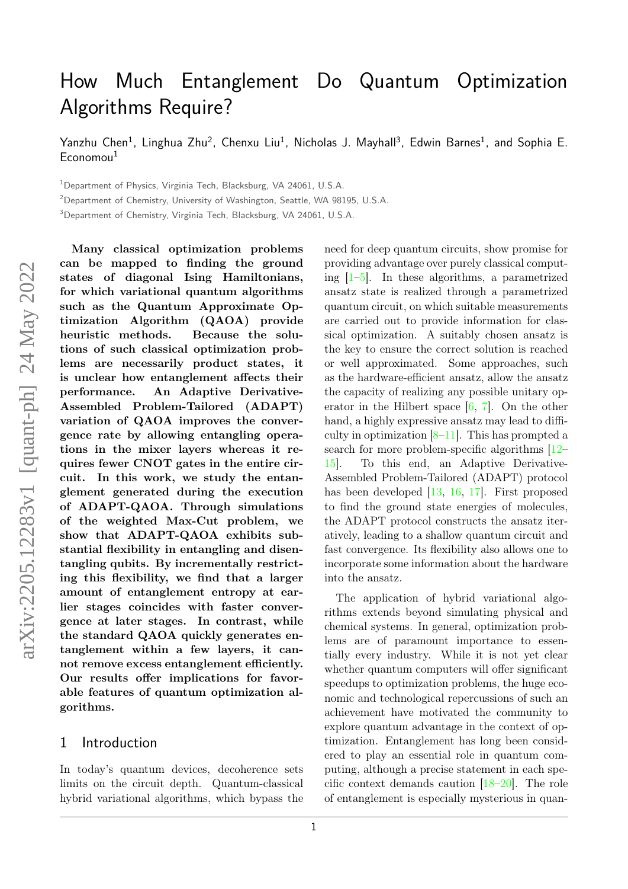# How Much Entanglement Do Quantum Optimization Algorithms Require?

Yanzhu Chen[1], Linghua Zhu[2], Chenxu Liu[1], Nicholas J. Mayhall[3], Edwin Barnes[1], and Sophia E. Economou[1]

[1]Department of Physics, Virginia Tech, Blacksburg, VA 24061, U.S.A.

[2]Department of Chemistry, University of Washington, Seattle, WA 98195, U.S.A.

[3]Department of Chemistry, Virginia Tech, Blacksburg, VA 24061, U.S.A.

**Many classical optimization problems can be mapped to finding the ground states of diagonal Ising Hamiltonians, for which variational quantum algorithms such as the Quantum Approximate Optimization Algorithm (QAOA) provide heuristic methods. Because the solutions of such classical optimization problems are necessarily product states, it is unclear how entanglement affects their performance. An Adaptive Derivative-Assembled Problem-Tailored (ADAPT) variation of QAOA improves the convergence rate by allowing entangling operations in the mixer layers whereas it requires fewer CNOT gates in the entire circuit. In this work, we study the entanglement generated during the execution of ADAPT-QAOA. Through simulations of the weighted Max-Cut problem, we show that ADAPT-QAOA exhibits substantial flexibility in entangling and disentangling qubits. By incrementally restricting this flexibility, we find that a larger amount of entanglement entropy at earlier stages coincides with faster convergence at later stages. In contrast, while the standard QAOA quickly generates entanglement within a few layers, it cannot remove excess entanglement efficiently. Our results offer implications for favorable features of quantum optimization algorithms.**

## 1 Introduction

In today's quantum devices, decoherence sets limits on the circuit depth. Quantum-classical hybrid variational algorithms, which bypass the need for deep quantum circuits, show promise for providing advantage over purely classical computing [1–5]. In these algorithms, a parametrized ansatz state is realized through a parametrized quantum circuit, on which suitable measurements are carried out to provide information for classical optimization. A suitably chosen ansatz is the key to ensure the correct solution is reached or well approximated. Some approaches, such as the hardware-efficient ansatz, allow the ansatz the capacity of realizing any possible unitary operator in the Hilbert space [6, 7]. On the other hand, a highly expressive ansatz may lead to difficulty in optimization [8–11]. This has prompted a search for more problem-specific algorithms [12–15]. To this end, an Adaptive Derivative-Assembled Problem-Tailored (ADAPT) protocol has been developed [13, 16, 17]. First proposed to find the ground state energies of molecules, the ADAPT protocol constructs the ansatz iteratively, leading to a shallow quantum circuit and fast convergence. Its flexibility also allows one to incorporate some information about the hardware into the ansatz.

The application of hybrid variational algorithms extends beyond simulating physical and chemical systems. In general, optimization problems are of paramount importance to essentially every industry. While it is not yet clear whether quantum computers will offer significant speedups to optimization problems, the huge economic and technological repercussions of such an achievement have motivated the community to explore quantum advantage in the context of optimization. Entanglement has long been considered to play an essential role in quantum computing, although a precise statement in each specific context demands caution [18–20]. The role of entanglement is especially mysterious in quan-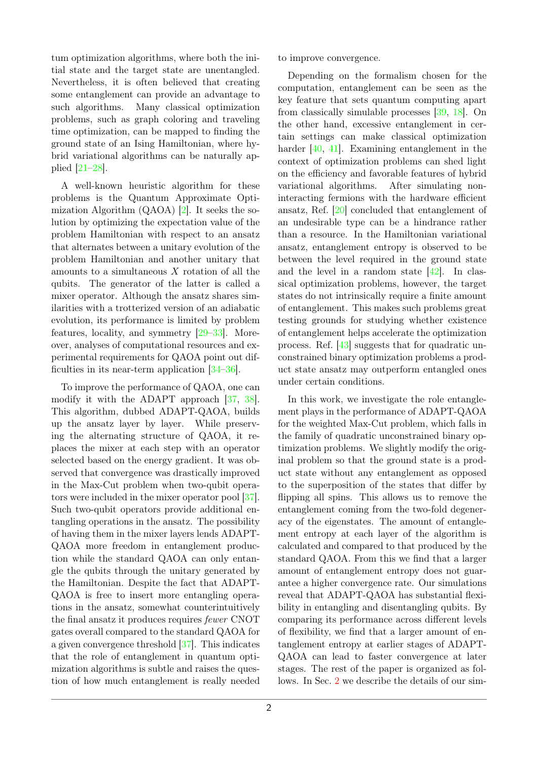tum optimization algorithms, where both the initial state and the target state are unentangled. Nevertheless, it is often believed that creating some entanglement can provide an advantage to such algorithms. Many classical optimization problems, such as graph coloring and traveling time optimization, can be mapped to finding the ground state of an Ising Hamiltonian, where hybrid variational algorithms can be naturally applied [21–28].

A well-known heuristic algorithm for these problems is the Quantum Approximate Optimization Algorithm (QAOA) [2]. It seeks the solution by optimizing the expectation value of the problem Hamiltonian with respect to an ansatz that alternates between a unitary evolution of the problem Hamiltonian and another unitary that amounts to a simultaneous $X$ rotation of all the qubits. The generator of the latter is called a mixer operator. Although the ansatz shares similarities with a trotterized version of an adiabatic evolution, its performance is limited by problem features, locality, and symmetry [29–33]. Moreover, analyses of computational resources and experimental requirements for QAOA point out difficulties in its near-term application [34–36].

To improve the performance of QAOA, one can modify it with the ADAPT approach [37, 38]. This algorithm, dubbed ADAPT-QAOA, builds up the ansatz layer by layer. While preserving the alternating structure of QAOA, it replaces the mixer at each step with an operator selected based on the energy gradient. It was observed that convergence was drastically improved in the Max-Cut problem when two-qubit operators were included in the mixer operator pool [37]. Such two-qubit operators provide additional entangling operations in the ansatz. The possibility of having them in the mixer layers lends ADAPT-QAOA more freedom in entanglement production while the standard QAOA can only entangle the qubits through the unitary generated by the Hamiltonian. Despite the fact that ADAPT-QAOA is free to insert more entangling operations in the ansatz, somewhat counterintuitively the final ansatz it produces requires *fewer* CNOT gates overall compared to the standard QAOA for a given convergence threshold [37]. This indicates that the role of entanglement in quantum optimization algorithms is subtle and raises the question of how much entanglement is really needed to improve convergence.

Depending on the formalism chosen for the computation, entanglement can be seen as the key feature that sets quantum computing apart from classically simulable processes [39, 18]. On the other hand, excessive entanglement in certain settings can make classical optimization harder [40, 41]. Examining entanglement in the context of optimization problems can shed light on the efficiency and favorable features of hybrid variational algorithms. After simulating non-interacting fermions with the hardware efficient ansatz, Ref. [20] concluded that entanglement of an undesirable type can be a hindrance rather than a resource. In the Hamiltonian variational ansatz, entanglement entropy is observed to be between the level required in the ground state and the level in a random state [42]. In classical optimization problems, however, the target states do not intrinsically require a finite amount of entanglement. This makes such problems great testing grounds for studying whether existence of entanglement helps accelerate the optimization process. Ref. [43] suggests that for quadratic unconstrained binary optimization problems a product state ansatz may outperform entangled ones under certain conditions.

In this work, we investigate the role entanglement plays in the performance of ADAPT-QAOA for the weighted Max-Cut problem, which falls in the family of quadratic unconstrained binary optimization problems. We slightly modify the original problem so that the ground state is a product state without any entanglement as opposed to the superposition of the states that differ by flipping all spins. This allows us to remove the entanglement coming from the two-fold degeneracy of the eigenstates. The amount of entanglement entropy at each layer of the algorithm is calculated and compared to that produced by the standard QAOA. From this we find that a larger amount of entanglement entropy does not guarantee a higher convergence rate. Our simulations reveal that ADAPT-QAOA has substantial flexibility in entangling and disentangling qubits. By comparing its performance across different levels of flexibility, we find that a larger amount of entanglement entropy at earlier stages of ADAPT-QAOA can lead to faster convergence at later stages. The rest of the paper is organized as follows. In Sec. 2 we describe the details of our sim-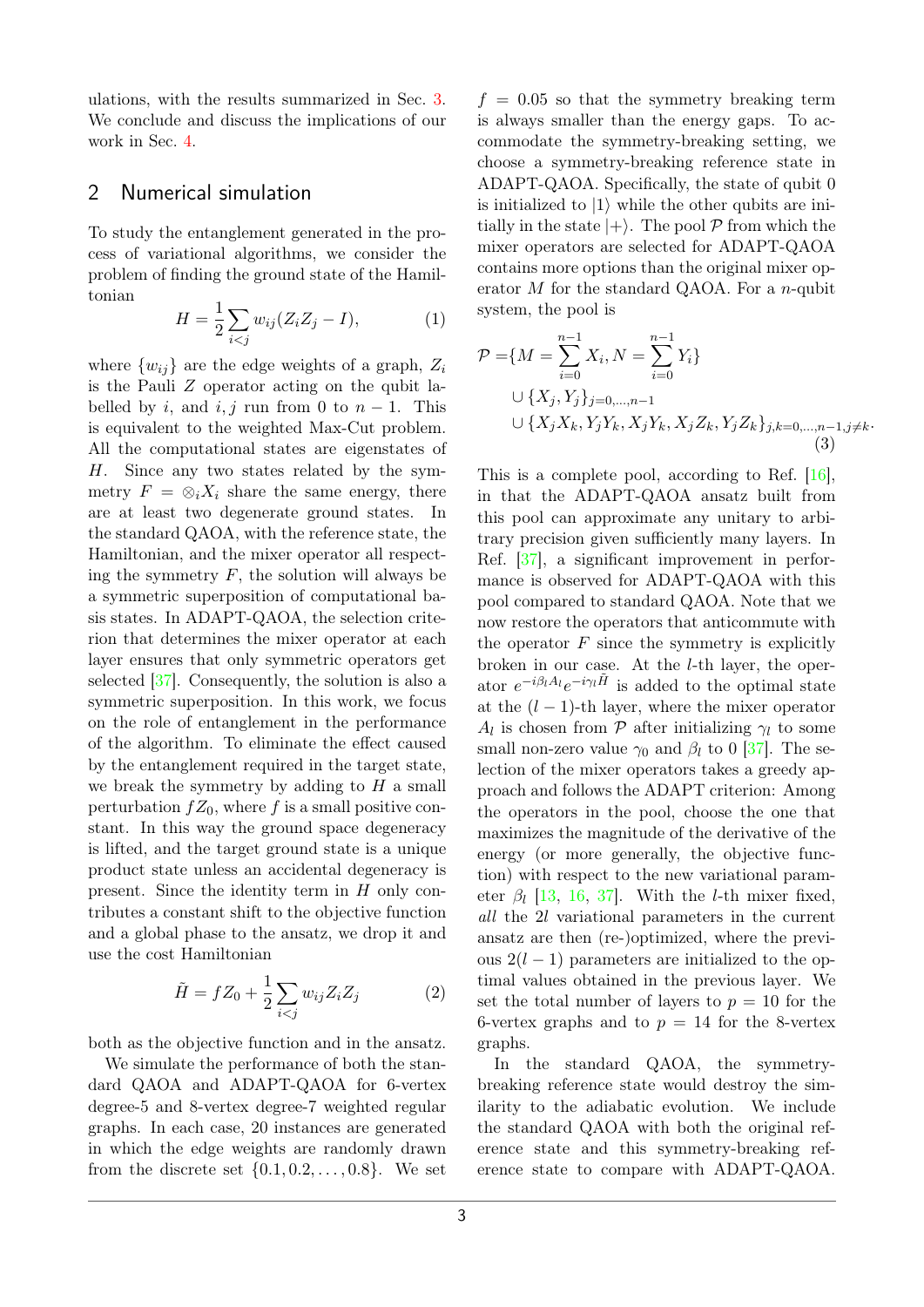ulations, with the results summarized in Sec. 3. We conclude and discuss the implications of our work in Sec. 4.

## 2 Numerical simulation

To study the entanglement generated in the process of variational algorithms, we consider the problem of finding the ground state of the Hamiltonian

$$H = \frac{1}{2}\sum_{i<j} w_{ij}(Z_i Z_j - I), \tag{1}$$

where $\{w_{ij}\}$ are the edge weights of a graph, $Z_i$ is the Pauli $Z$ operator acting on the qubit labelled by $i$, and $i, j$ run from 0 to $n-1$. This is equivalent to the weighted Max-Cut problem. All the computational states are eigenstates of $H$. Since any two states related by the symmetry $F = \otimes_i X_i$ share the same energy, there are at least two degenerate ground states. In the standard QAOA, with the reference state, the Hamiltonian, and the mixer operator all respecting the symmetry $F$, the solution will always be a symmetric superposition of computational basis states. In ADAPT-QAOA, the selection criterion that determines the mixer operator at each layer ensures that only symmetric operators get selected [37]. Consequently, the solution is also a symmetric superposition. In this work, we focus on the role of entanglement in the performance of the algorithm. To eliminate the effect caused by the entanglement required in the target state, we break the symmetry by adding to $H$ a small perturbation $fZ_0$, where $f$ is a small positive constant. In this way the ground space degeneracy is lifted, and the target ground state is a unique product state unless an accidental degeneracy is present. Since the identity term in $H$ only contributes a constant shift to the objective function and a global phase to the ansatz, we drop it and use the cost Hamiltonian

$$\tilde{H} = fZ_0 + \frac{1}{2}\sum_{i<j} w_{ij} Z_i Z_j \tag{2}$$

both as the objective function and in the ansatz.

We simulate the performance of both the standard QAOA and ADAPT-QAOA for 6-vertex degree-5 and 8-vertex degree-7 weighted regular graphs. In each case, 20 instances are generated in which the edge weights are randomly drawn from the discrete set $\{0.1, 0.2, \ldots, 0.8\}$. We set $f = 0.05$ so that the symmetry breaking term is always smaller than the energy gaps. To accommodate the symmetry-breaking setting, we choose a symmetry-breaking reference state in ADAPT-QAOA. Specifically, the state of qubit 0 is initialized to $|1\rangle$ while the other qubits are initially in the state $|+\rangle$. The pool $\mathcal{P}$ from which the mixer operators are selected for ADAPT-QAOA contains more options than the original mixer operator $M$ for the standard QAOA. For a $n$-qubit system, the pool is

$$\begin{aligned}\mathcal{P} =& \{M = \sum_{i=0}^{n-1} X_i, N = \sum_{i=0}^{n-1} Y_i\} \\ &\cup \{X_j, Y_j\}_{j=0,\ldots,n-1} \\ &\cup \{X_j X_k, Y_j Y_k, X_j Y_k, X_j Z_k, Y_j Z_k\}_{j,k=0,\ldots,n-1, j\neq k}.\end{aligned} \tag{3}$$

This is a complete pool, according to Ref. [16], in that the ADAPT-QAOA ansatz built from this pool can approximate any unitary to arbitrary precision given sufficiently many layers. In Ref. [37], a significant improvement in performance is observed for ADAPT-QAOA with this pool compared to standard QAOA. Note that we now restore the operators that anticommute with the operator $F$ since the symmetry is explicitly broken in our case. At the $l$-th layer, the operator $e^{-i\beta_l A_l} e^{-i\gamma_l \tilde{H}}$ is added to the optimal state at the $(l-1)$-th layer, where the mixer operator $A_l$ is chosen from $\mathcal{P}$ after initializing $\gamma_l$ to some small non-zero value $\gamma_0$ and $\beta_l$ to 0 [37]. The selection of the mixer operators takes a greedy approach and follows the ADAPT criterion: Among the operators in the pool, choose the one that maximizes the magnitude of the derivative of the energy (or more generally, the objective function) with respect to the new variational parameter $\beta_l$ [13, 16, 37]. With the $l$-th mixer fixed, *all* the $2l$ variational parameters in the current ansatz are then (re-)optimized, where the previous $2(l-1)$ parameters are initialized to the optimal values obtained in the previous layer. We set the total number of layers to $p = 10$ for the 6-vertex graphs and to $p = 14$ for the 8-vertex graphs.

In the standard QAOA, the symmetry-breaking reference state would destroy the similarity to the adiabatic evolution. We include the standard QAOA with both the original reference state and this symmetry-breaking reference state to compare with ADAPT-QAOA.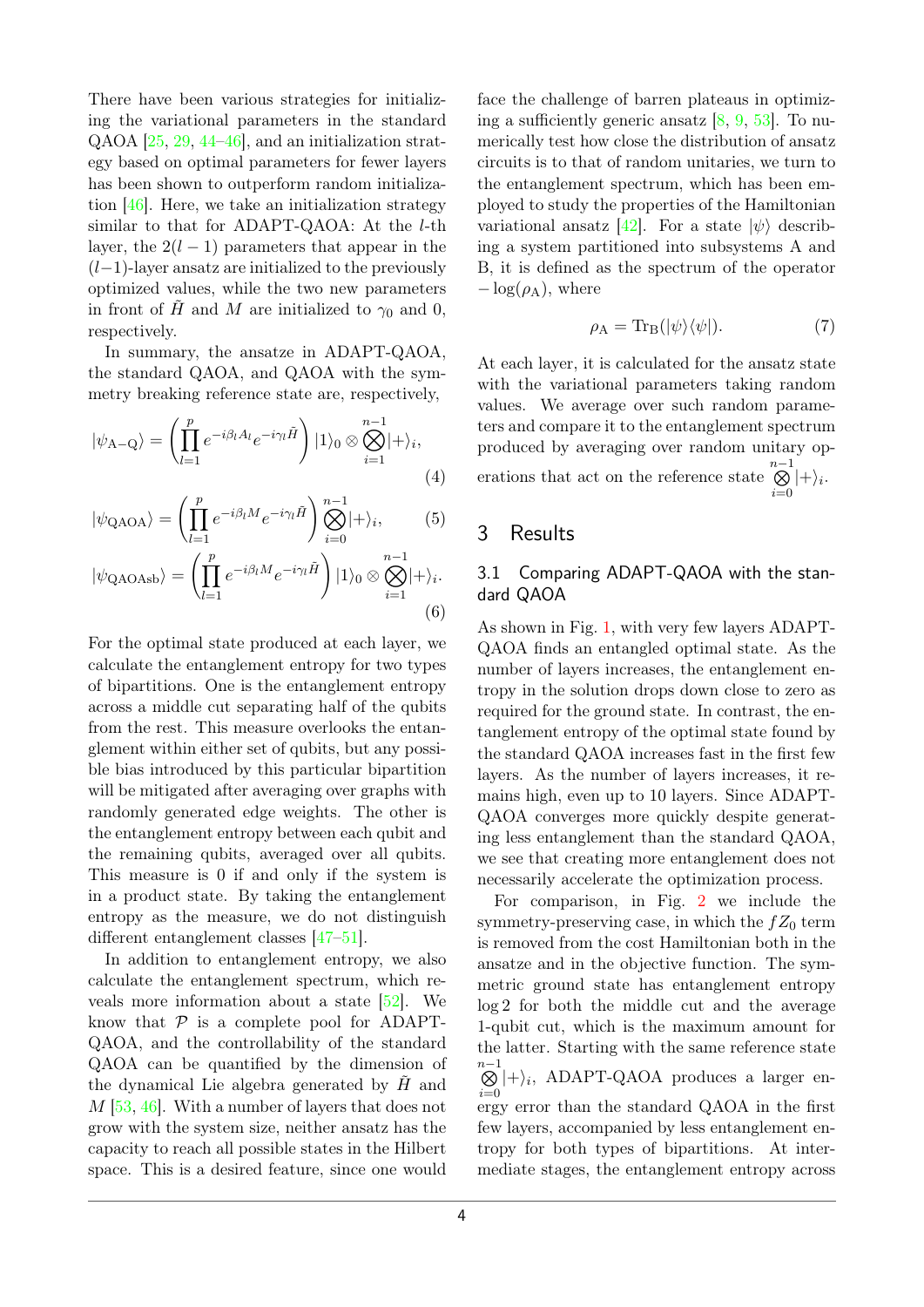There have been various strategies for initializing the variational parameters in the standard QAOA [25, 29, 44–46], and an initialization strategy based on optimal parameters for fewer layers has been shown to outperform random initialization [46]. Here, we take an initialization strategy similar to that for ADAPT-QAOA: At the $l$-th layer, the $2(l-1)$ parameters that appear in the $(l-1)$-layer ansatz are initialized to the previously optimized values, while the two new parameters in front of $\tilde{H}$ and $M$ are initialized to $\gamma_0$ and 0, respectively.

In summary, the ansatze in ADAPT-QAOA, the standard QAOA, and QAOA with the symmetry breaking reference state are, respectively,

$$|\psi_{\mathrm{A-Q}}\rangle = \left(\prod_{l=1}^{p} e^{-i\beta_l A_l} e^{-i\gamma_l \tilde{H}}\right) |1\rangle_0 \otimes \bigotimes_{i=1}^{n-1} |+\rangle_i, \tag{4}$$

$$|\psi_{\mathrm{QAOA}}\rangle = \left(\prod_{l=1}^{p} e^{-i\beta_l M} e^{-i\gamma_l \tilde{H}}\right) \bigotimes_{i=0}^{n-1} |+\rangle_i, \tag{5}$$

$$|\psi_{\mathrm{QAOAsb}}\rangle = \left(\prod_{l=1}^{p} e^{-i\beta_l M} e^{-i\gamma_l \tilde{H}}\right) |1\rangle_0 \otimes \bigotimes_{i=1}^{n-1} |+\rangle_i. \tag{6}$$

For the optimal state produced at each layer, we calculate the entanglement entropy for two types of bipartitions. One is the entanglement entropy across a middle cut separating half of the qubits from the rest. This measure overlooks the entanglement within either set of qubits, but any possible bias introduced by this particular bipartition will be mitigated after averaging over graphs with randomly generated edge weights. The other is the entanglement entropy between each qubit and the remaining qubits, averaged over all qubits. This measure is 0 if and only if the system is in a product state. By taking the entanglement entropy as the measure, we do not distinguish different entanglement classes [47–51].

In addition to entanglement entropy, we also calculate the entanglement spectrum, which reveals more information about a state [52]. We know that $\mathcal{P}$ is a complete pool for ADAPT-QAOA, and the controllability of the standard QAOA can be quantified by the dimension of the dynamical Lie algebra generated by $\tilde{H}$ and $M$ [53, 46]. With a number of layers that does not grow with the system size, neither ansatz has the capacity to reach all possible states in the Hilbert space. This is a desired feature, since one would face the challenge of barren plateaus in optimizing a sufficiently generic ansatz [8, 9, 53]. To numerically test how close the distribution of ansatz circuits is to that of random unitaries, we turn to the entanglement spectrum, which has been employed to study the properties of the Hamiltonian variational ansatz [42]. For a state $|\psi\rangle$ describing a system partitioned into subsystems A and B, it is defined as the spectrum of the operator $-\log(\rho_{\mathrm{A}})$, where

$$\rho_{\mathrm{A}} = \mathrm{Tr}_{\mathrm{B}}(|\psi\rangle\langle\psi|). \tag{7}$$

At each layer, it is calculated for the ansatz state with the variational parameters taking random values. We average over such random parameters and compare it to the entanglement spectrum produced by averaging over random unitary operations that act on the reference state $\bigotimes_{i=0}^{n-1} |+\rangle_i$.

## 3 Results

### 3.1 Comparing ADAPT-QAOA with the standard QAOA

As shown in Fig. 1, with very few layers ADAPT-QAOA finds an entangled optimal state. As the number of layers increases, the entanglement entropy in the solution drops down close to zero as required for the ground state. In contrast, the entanglement entropy of the optimal state found by the standard QAOA increases fast in the first few layers. As the number of layers increases, it remains high, even up to 10 layers. Since ADAPT-QAOA converges more quickly despite generating less entanglement than the standard QAOA, we see that creating more entanglement does not necessarily accelerate the optimization process.

For comparison, in Fig. 2 we include the symmetry-preserving case, in which the $fZ_0$ term is removed from the cost Hamiltonian both in the ansatze and in the objective function. The symmetric ground state has entanglement entropy $\log 2$ for both the middle cut and the average 1-qubit cut, which is the maximum amount for the latter. Starting with the same reference state $\bigotimes_{i=0}^{n-1} |+\rangle_i$, ADAPT-QAOA produces a larger energy error than the standard QAOA in the first few layers, accompanied by less entanglement entropy for both types of bipartitions. At intermediate stages, the entanglement entropy across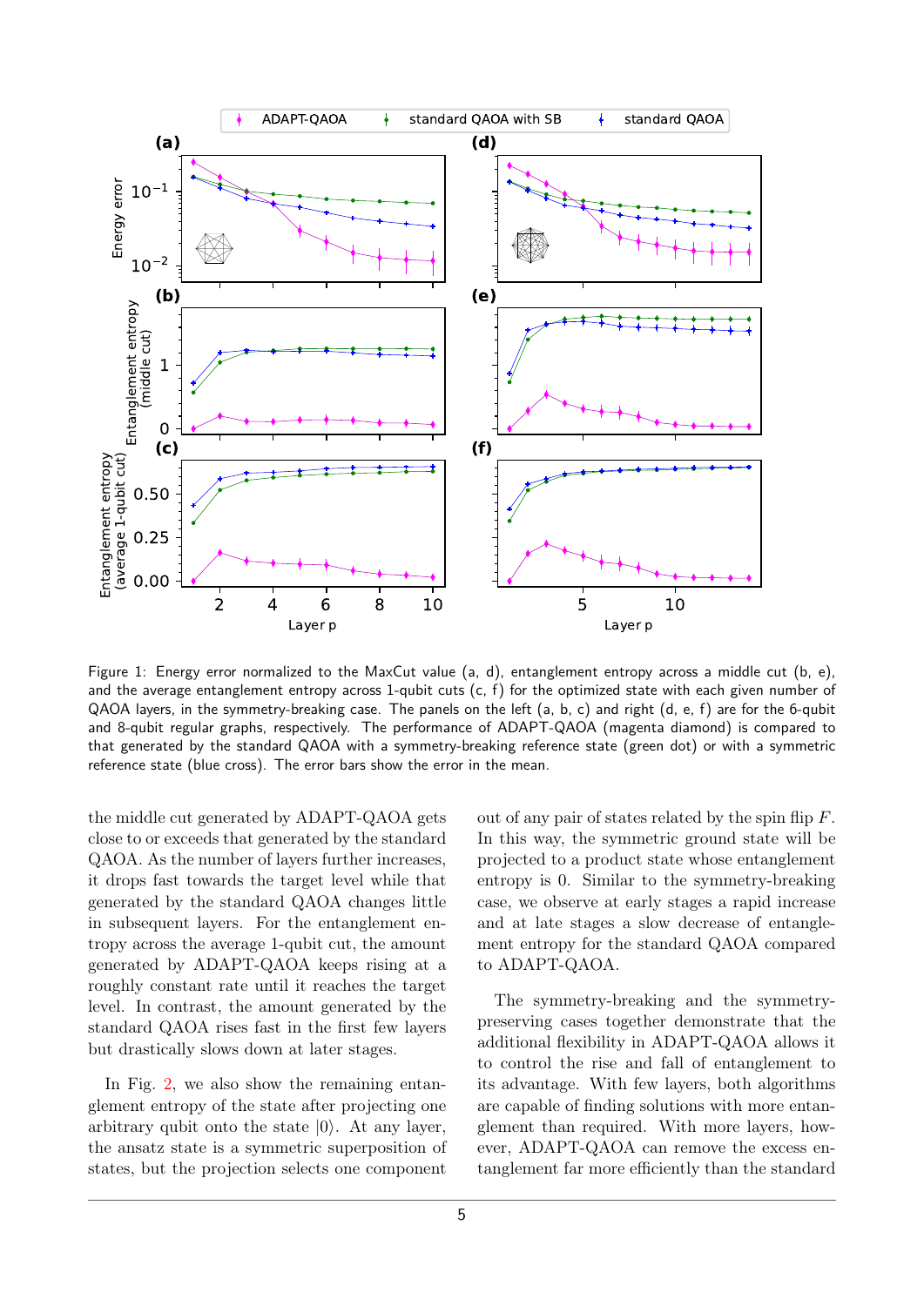Figure 1: Energy error normalized to the MaxCut value (a, d), entanglement entropy across a middle cut (b, e), and the average entanglement entropy across 1-qubit cuts (c, f) for the optimized state with each given number of QAOA layers, in the symmetry-breaking case. The panels on the left (a, b, c) and right (d, e, f) are for the 6-qubit and 8-qubit regular graphs, respectively. The performance of ADAPT-QAOA (magenta diamond) is compared to that generated by the standard QAOA with a symmetry-breaking reference state (green dot) or with a symmetric reference state (blue cross). The error bars show the error in the mean.

the middle cut generated by ADAPT-QAOA gets close to or exceeds that generated by the standard QAOA. As the number of layers further increases, it drops fast towards the target level while that generated by the standard QAOA changes little in subsequent layers. For the entanglement entropy across the average 1-qubit cut, the amount generated by ADAPT-QAOA keeps rising at a roughly constant rate until it reaches the target level. In contrast, the amount generated by the standard QAOA rises fast in the first few layers but drastically slows down at later stages.

In Fig. 2, we also show the remaining entanglement entropy of the state after projecting one arbitrary qubit onto the state $|0\rangle$. At any layer, the ansatz state is a symmetric superposition of states, but the projection selects one component out of any pair of states related by the spin flip $F$. In this way, the symmetric ground state will be projected to a product state whose entanglement entropy is 0. Similar to the symmetry-breaking case, we observe at early stages a rapid increase and at late stages a slow decrease of entanglement entropy for the standard QAOA compared to ADAPT-QAOA.

The symmetry-breaking and the symmetry-preserving cases together demonstrate that the additional flexibility in ADAPT-QAOA allows it to control the rise and fall of entanglement to its advantage. With few layers, both algorithms are capable of finding solutions with more entanglement than required. With more layers, however, ADAPT-QAOA can remove the excess entanglement far more efficiently than the standard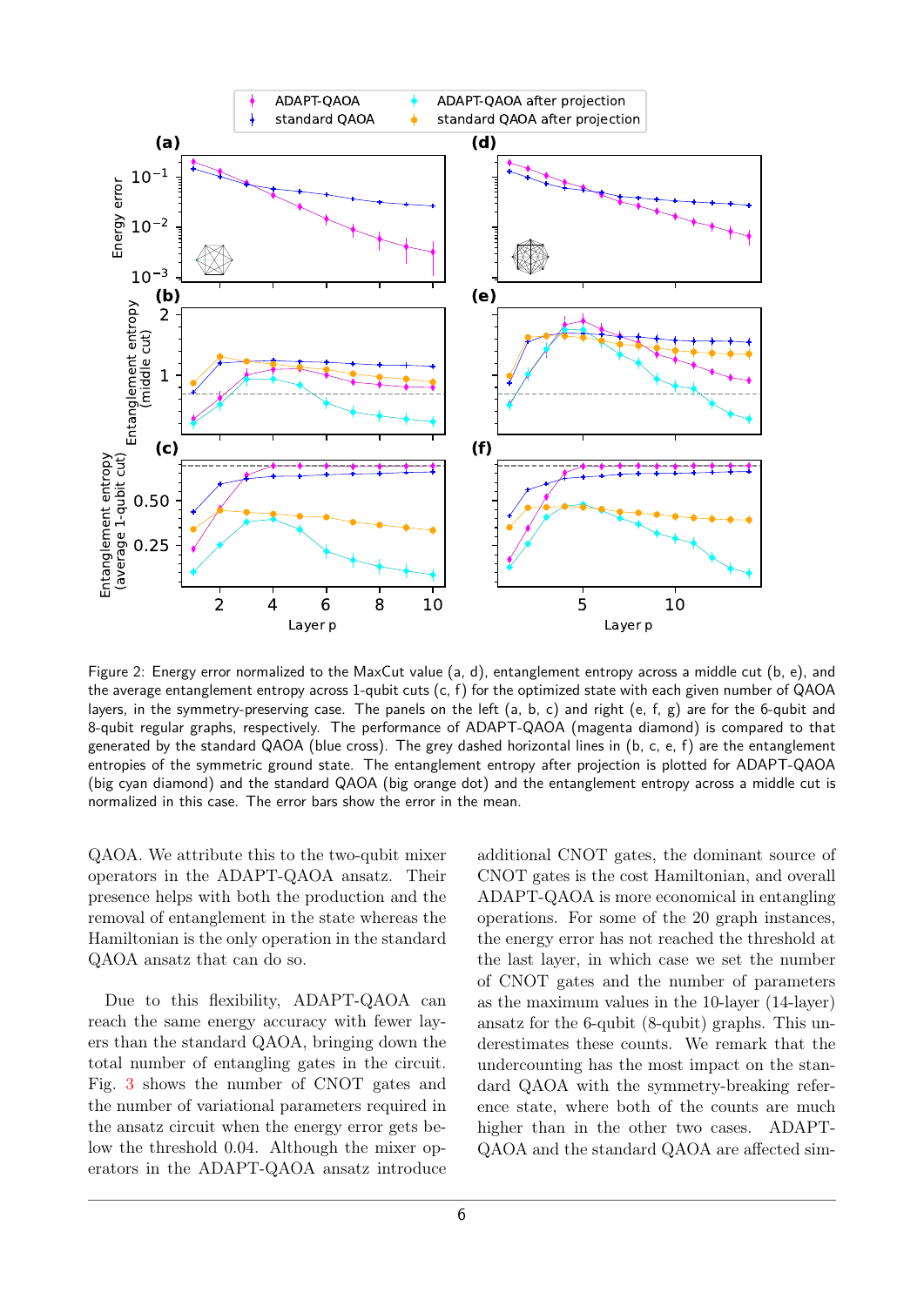Figure 2: Energy error normalized to the MaxCut value (a, d), entanglement entropy across a middle cut (b, e), and the average entanglement entropy across 1-qubit cuts (c, f) for the optimized state with each given number of QAOA layers, in the symmetry-preserving case. The panels on the left (a, b, c) and right (e, f, g) are for the 6-qubit and 8-qubit regular graphs, respectively. The performance of ADAPT-QAOA (magenta diamond) is compared to that generated by the standard QAOA (blue cross). The grey dashed horizontal lines in (b, c, e, f) are the entanglement entropies of the symmetric ground state. The entanglement entropy after projection is plotted for ADAPT-QAOA (big cyan diamond) and the standard QAOA (big orange dot) and the entanglement entropy across a middle cut is normalized in this case. The error bars show the error in the mean.

QAOA. We attribute this to the two-qubit mixer operators in the ADAPT-QAOA ansatz. Their presence helps with both the production and the removal of entanglement in the state whereas the Hamiltonian is the only operation in the standard QAOA ansatz that can do so.

Due to this flexibility, ADAPT-QAOA can reach the same energy accuracy with fewer layers than the standard QAOA, bringing down the total number of entangling gates in the circuit. Fig. 3 shows the number of CNOT gates and the number of variational parameters required in the ansatz circuit when the energy error gets below the threshold 0.04. Although the mixer operators in the ADAPT-QAOA ansatz introduce additional CNOT gates, the dominant source of CNOT gates is the cost Hamiltonian, and overall ADAPT-QAOA is more economical in entangling operations. For some of the 20 graph instances, the energy error has not reached the threshold at the last layer, in which case we set the number of CNOT gates and the number of parameters as the maximum values in the 10-layer (14-layer) ansatz for the 6-qubit (8-qubit) graphs. This underestimates these counts. We remark that the undercounting has the most impact on the standard QAOA with the symmetry-breaking reference state, where both of the counts are much higher than in the other two cases. ADAPT-QAOA and the standard QAOA are affected sim-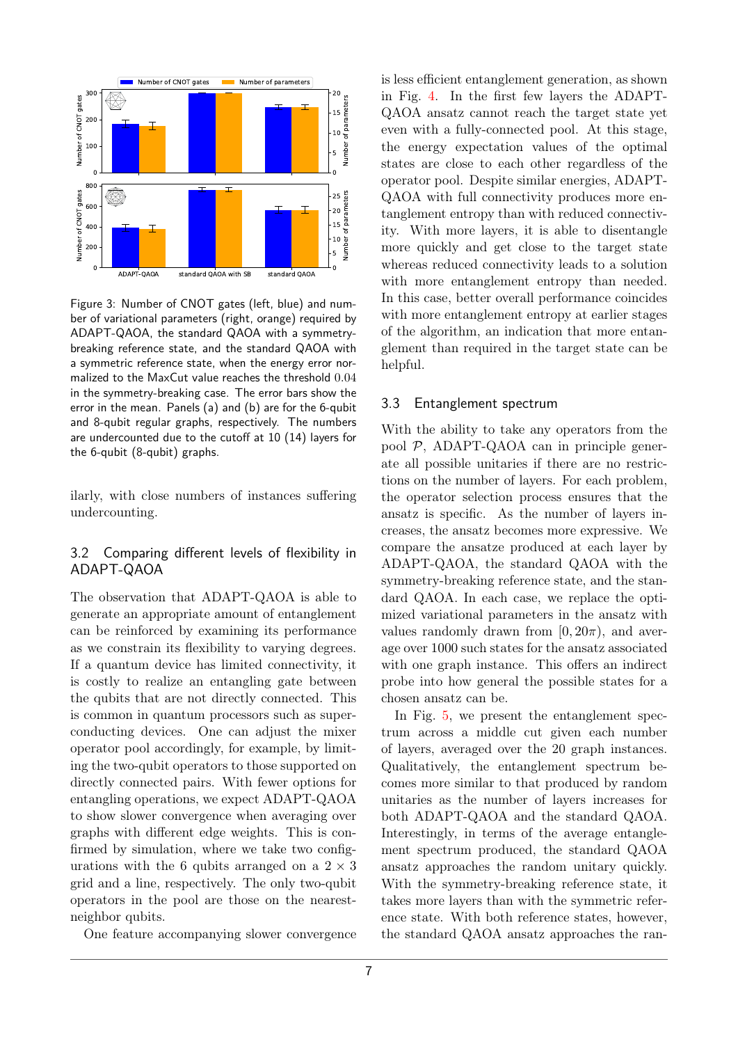Figure 3: Number of CNOT gates (left, blue) and number of variational parameters (right, orange) required by ADAPT-QAOA, the standard QAOA with a symmetry-breaking reference state, and the standard QAOA with a symmetric reference state, when the energy error normalized to the MaxCut value reaches the threshold $0.04$ in the symmetry-breaking case. The error bars show the error in the mean. Panels (a) and (b) are for the 6-qubit and 8-qubit regular graphs, respectively. The numbers are undercounted due to the cutoff at 10 (14) layers for the 6-qubit (8-qubit) graphs.

ilarly, with close numbers of instances suffering undercounting.

### 3.2 Comparing different levels of flexibility in ADAPT-QAOA

The observation that ADAPT-QAOA is able to generate an appropriate amount of entanglement can be reinforced by examining its performance as we constrain its flexibility to varying degrees. If a quantum device has limited connectivity, it is costly to realize an entangling gate between the qubits that are not directly connected. This is common in quantum processors such as superconducting devices. One can adjust the mixer operator pool accordingly, for example, by limiting the two-qubit operators to those supported on directly connected pairs. With fewer options for entangling operations, we expect ADAPT-QAOA to show slower convergence when averaging over graphs with different edge weights. This is confirmed by simulation, where we take two configurations with the 6 qubits arranged on a $2 \times 3$ grid and a line, respectively. The only two-qubit operators in the pool are those on the nearest-neighbor qubits.

One feature accompanying slower convergence is less efficient entanglement generation, as shown in Fig. 4. In the first few layers the ADAPT-QAOA ansatz cannot reach the target state yet even with a fully-connected pool. At this stage, the energy expectation values of the optimal states are close to each other regardless of the operator pool. Despite similar energies, ADAPT-QAOA with full connectivity produces more entanglement entropy than with reduced connectivity. With more layers, it is able to disentangle more quickly and get close to the target state whereas reduced connectivity leads to a solution with more entanglement entropy than needed. In this case, better overall performance coincides with more entanglement entropy at earlier stages of the algorithm, an indication that more entanglement than required in the target state can be helpful.

### 3.3 Entanglement spectrum

With the ability to take any operators from the pool $\mathcal{P}$, ADAPT-QAOA can in principle generate all possible unitaries if there are no restrictions on the number of layers. For each problem, the operator selection process ensures that the ansatz is specific. As the number of layers increases, the ansatz becomes more expressive. We compare the ansatze produced at each layer by ADAPT-QAOA, the standard QAOA with the symmetry-breaking reference state, and the standard QAOA. In each case, we replace the optimized variational parameters in the ansatz with values randomly drawn from $[0, 20\pi)$, and average over 1000 such states for the ansatz associated with one graph instance. This offers an indirect probe into how general the possible states for a chosen ansatz can be.

In Fig. 5, we present the entanglement spectrum across a middle cut given each number of layers, averaged over the 20 graph instances. Qualitatively, the entanglement spectrum becomes more similar to that produced by random unitaries as the number of layers increases for both ADAPT-QAOA and the standard QAOA. Interestingly, in terms of the average entanglement spectrum produced, the standard QAOA ansatz approaches the random unitary quickly. With the symmetry-breaking reference state, it takes more layers than with the symmetric reference state. With both reference states, however, the standard QAOA ansatz approaches the ran-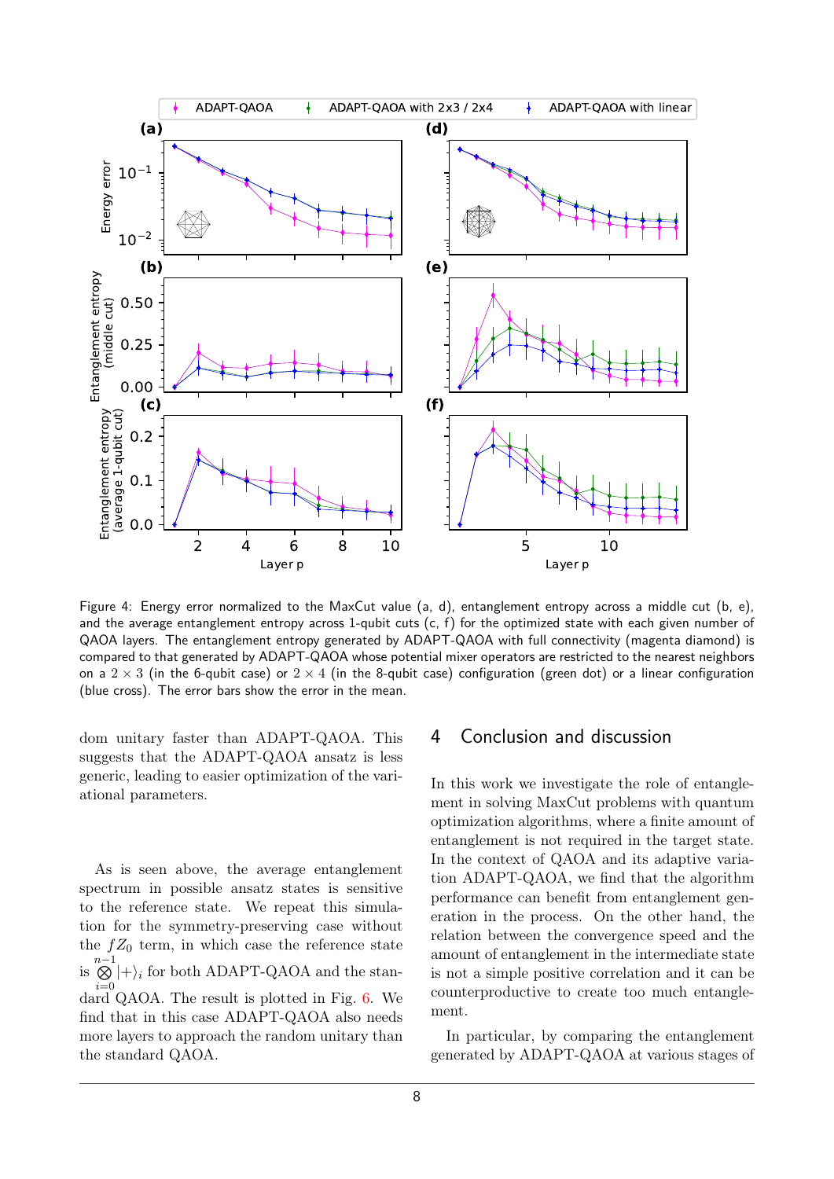Figure 4: Energy error normalized to the MaxCut value (a, d), entanglement entropy across a middle cut (b, e), and the average entanglement entropy across 1-qubit cuts (c, f) for the optimized state with each given number of QAOA layers. The entanglement entropy generated by ADAPT-QAOA with full connectivity (magenta diamond) is compared to that generated by ADAPT-QAOA whose potential mixer operators are restricted to the nearest neighbors on a $2 \times 3$ (in the 6-qubit case) or $2 \times 4$ (in the 8-qubit case) configuration (green dot) or a linear configuration (blue cross). The error bars show the error in the mean.

dom unitary faster than ADAPT-QAOA. This suggests that the ADAPT-QAOA ansatz is less generic, leading to easier optimization of the variational parameters.

As is seen above, the average entanglement spectrum in possible ansatz states is sensitive to the reference state. We repeat this simulation for the symmetry-preserving case without the $fZ_0$ term, in which case the reference state is $\bigotimes_{i=0}^{n-1} |+\rangle_i$ for both ADAPT-QAOA and the standard QAOA. The result is plotted in Fig. 6. We find that in this case ADAPT-QAOA also needs more layers to approach the random unitary than the standard QAOA.

## 4 Conclusion and discussion

In this work we investigate the role of entanglement in solving MaxCut problems with quantum optimization algorithms, where a finite amount of entanglement is not required in the target state. In the context of QAOA and its adaptive variation ADAPT-QAOA, we find that the algorithm performance can benefit from entanglement generation in the process. On the other hand, the relation between the convergence speed and the amount of entanglement in the intermediate state is not a simple positive correlation and it can be counterproductive to create too much entanglement.

In particular, by comparing the entanglement generated by ADAPT-QAOA at various stages of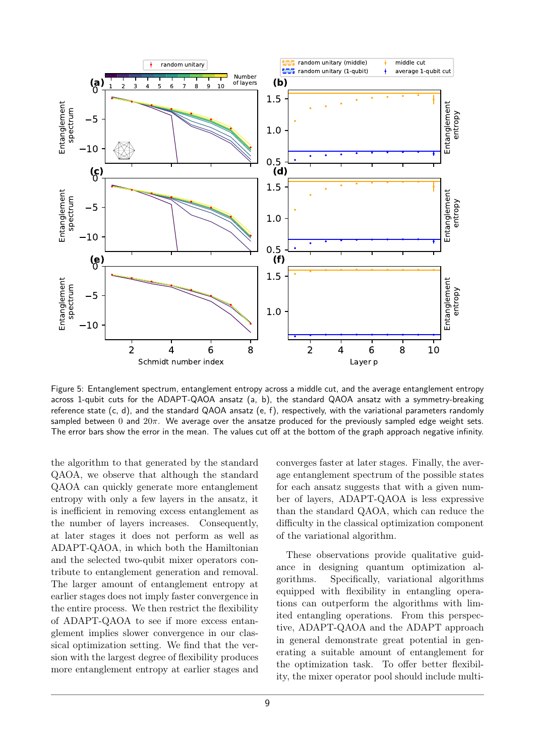Figure 5: Entanglement spectrum, entanglement entropy across a middle cut, and the average entanglement entropy across 1-qubit cuts for the ADAPT-QAOA ansatz (a, b), the standard QAOA ansatz with a symmetry-breaking reference state (c, d), and the standard QAOA ansatz (e, f), respectively, with the variational parameters randomly sampled between $0$ and $20\pi$. We average over the ansatze produced for the previously sampled edge weight sets. The error bars show the error in the mean. The values cut off at the bottom of the graph approach negative infinity.

the algorithm to that generated by the standard QAOA, we observe that although the standard QAOA can quickly generate more entanglement entropy with only a few layers in the ansatz, it is inefficient in removing excess entanglement as the number of layers increases. Consequently, at later stages it does not perform as well as ADAPT-QAOA, in which both the Hamiltonian and the selected two-qubit mixer operators contribute to entanglement generation and removal. The larger amount of entanglement entropy at earlier stages does not imply faster convergence in the entire process. We then restrict the flexibility of ADAPT-QAOA to see if more excess entanglement implies slower convergence in our classical optimization setting. We find that the version with the largest degree of flexibility produces more entanglement entropy at earlier stages and converges faster at later stages. Finally, the average entanglement spectrum of the possible states for each ansatz suggests that with a given number of layers, ADAPT-QAOA is less expressive than the standard QAOA, which can reduce the difficulty in the classical optimization component of the variational algorithm.

These observations provide qualitative guidance in designing quantum optimization algorithms. Specifically, variational algorithms equipped with flexibility in entangling operations can outperform the algorithms with limited entangling operations. From this perspective, ADAPT-QAOA and the ADAPT approach in general demonstrate great potential in generating a suitable amount of entanglement for the optimization task. To offer better flexibility, the mixer operator pool should include multi-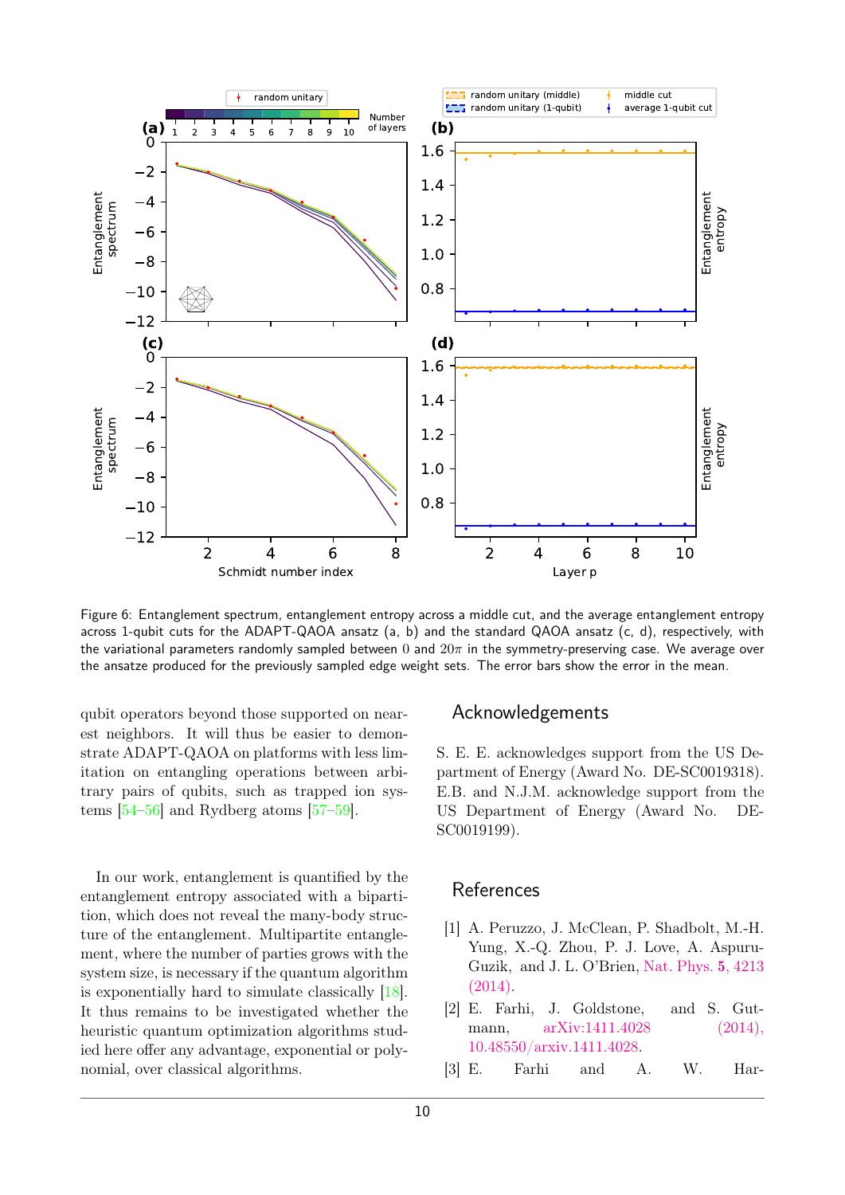Figure 6: Entanglement spectrum, entanglement entropy across a middle cut, and the average entanglement entropy across 1-qubit cuts for the ADAPT-QAOA ansatz (a, b) and the standard QAOA ansatz (c, d), respectively, with the variational parameters randomly sampled between $0$ and $20\pi$ in the symmetry-preserving case. We average over the ansatze produced for the previously sampled edge weight sets. The error bars show the error in the mean.

qubit operators beyond those supported on nearest neighbors. It will thus be easier to demonstrate ADAPT-QAOA on platforms with less limitation on entangling operations between arbitrary pairs of qubits, such as trapped ion systems [54–56] and Rydberg atoms [57–59].

In our work, entanglement is quantified by the entanglement entropy associated with a bipartition, which does not reveal the many-body structure of the entanglement. Multipartite entanglement, where the number of parties grows with the system size, is necessary if the quantum algorithm is exponentially hard to simulate classically [18]. It thus remains to be investigated whether the heuristic quantum optimization algorithms studied here offer any advantage, exponential or polynomial, over classical algorithms.

## Acknowledgements

S. E. E. acknowledges support from the US Department of Energy (Award No. DE-SC0019318). E.B. and N.J.M. acknowledge support from the US Department of Energy (Award No. DE-SC0019199).

## References

[1] A. Peruzzo, J. McClean, P. Shadbolt, M.-H. Yung, X.-Q. Zhou, P. J. Love, A. Aspuru-Guzik, and J. L. O'Brien, Nat. Phys. **5**, 4213 (2014).

[2] E. Farhi, J. Goldstone, and S. Gutmann, arXiv:1411.4028 (2014), 10.48550/arxiv.1411.4028.

[3] E. Farhi and A. W. Har-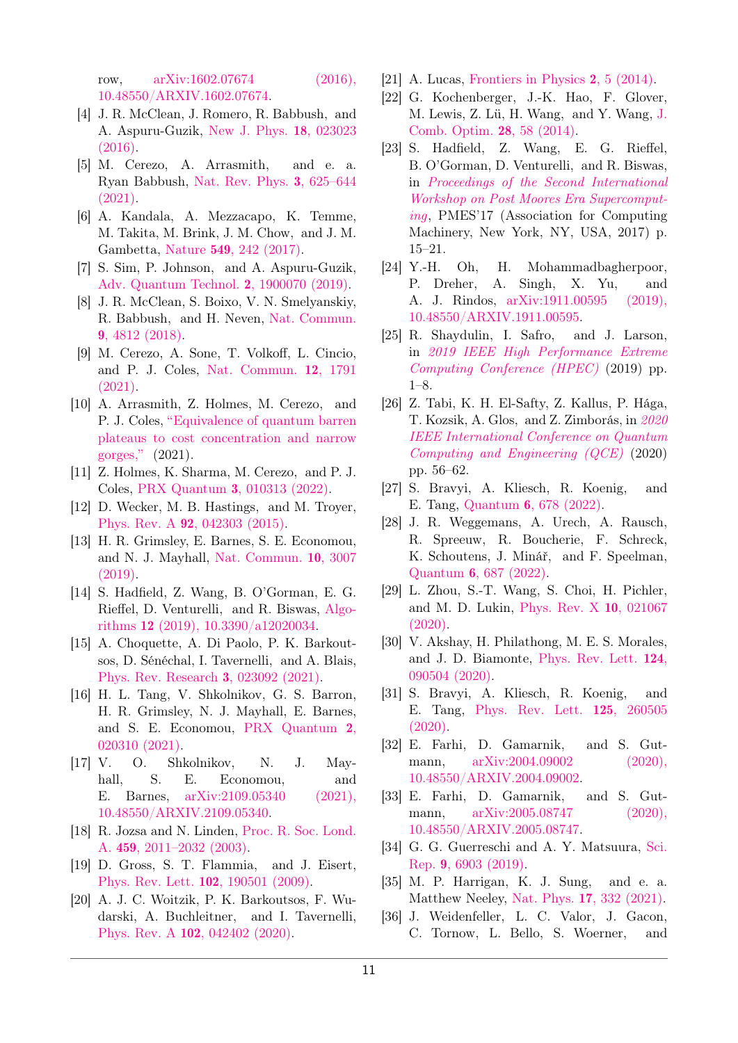row, arXiv:1602.07674 (2016), 10.48550/ARXIV.1602.07674.

- [4] J. R. McClean, J. Romero, R. Babbush, and A. Aspuru-Guzik, New J. Phys. **18**, 023023 (2016).
- [5] M. Cerezo, A. Arrasmith, and e. a. Ryan Babbush, Nat. Rev. Phys. **3**, 625–644 (2021).
- [6] A. Kandala, A. Mezzacapo, K. Temme, M. Takita, M. Brink, J. M. Chow, and J. M. Gambetta, Nature **549**, 242 (2017).
- [7] S. Sim, P. Johnson, and A. Aspuru-Guzik, Adv. Quantum Technol. **2**, 1900070 (2019).
- [8] J. R. McClean, S. Boixo, V. N. Smelyanskiy, R. Babbush, and H. Neven, Nat. Commun. **9**, 4812 (2018).
- [9] M. Cerezo, A. Sone, T. Volkoff, L. Cincio, and P. J. Coles, Nat. Commun. **12**, 1791 (2021).
- [10] A. Arrasmith, Z. Holmes, M. Cerezo, and P. J. Coles, "Equivalence of quantum barren plateaus to cost concentration and narrow gorges," (2021).
- [11] Z. Holmes, K. Sharma, M. Cerezo, and P. J. Coles, PRX Quantum **3**, 010313 (2022).
- [12] D. Wecker, M. B. Hastings, and M. Troyer, Phys. Rev. A **92**, 042303 (2015).
- [13] H. R. Grimsley, E. Barnes, S. E. Economou, and N. J. Mayhall, Nat. Commun. **10**, 3007 (2019).
- [14] S. Hadfield, Z. Wang, B. O'Gorman, E. G. Rieffel, D. Venturelli, and R. Biswas, Algorithms **12** (2019), 10.3390/a12020034.
- [15] A. Choquette, A. Di Paolo, P. K. Barkoutsos, D. Sénéchal, I. Tavernelli, and A. Blais, Phys. Rev. Research **3**, 023092 (2021).
- [16] H. L. Tang, V. Shkolnikov, G. S. Barron, H. R. Grimsley, N. J. Mayhall, E. Barnes, and S. E. Economou, PRX Quantum **2**, 020310 (2021).
- [17] V. O. Shkolnikov, N. J. Mayhall, S. E. Economou, and E. Barnes, arXiv:2109.05340 (2021), 10.48550/ARXIV.2109.05340.
- [18] R. Jozsa and N. Linden, Proc. R. Soc. Lond. A. **459**, 2011–2032 (2003).
- [19] D. Gross, S. T. Flammia, and J. Eisert, Phys. Rev. Lett. **102**, 190501 (2009).
- [20] A. J. C. Woitzik, P. K. Barkoutsos, F. Wudarski, A. Buchleitner, and I. Tavernelli, Phys. Rev. A **102**, 042402 (2020).
- [21] A. Lucas, Frontiers in Physics **2**, 5 (2014).
- [22] G. Kochenberger, J.-K. Hao, F. Glover, M. Lewis, Z. Lü, H. Wang, and Y. Wang, J. Comb. Optim. **28**, 58 (2014).
- [23] S. Hadfield, Z. Wang, E. G. Rieffel, B. O'Gorman, D. Venturelli, and R. Biswas, in *Proceedings of the Second International Workshop on Post Moores Era Supercomputing*, PMES'17 (Association for Computing Machinery, New York, NY, USA, 2017) p. 15–21.
- [24] Y.-H. Oh, H. Mohammadbagherpoor, P. Dreher, A. Singh, X. Yu, and A. J. Rindos, arXiv:1911.00595 (2019), 10.48550/ARXIV.1911.00595.
- [25] R. Shaydulin, I. Safro, and J. Larson, in *2019 IEEE High Performance Extreme Computing Conference (HPEC)* (2019) pp. 1–8.
- [26] Z. Tabi, K. H. El-Safty, Z. Kallus, P. Hága, T. Kozsik, A. Glos, and Z. Zimborás, in *2020 IEEE International Conference on Quantum Computing and Engineering (QCE)* (2020) pp. 56–62.
- [27] S. Bravyi, A. Kliesch, R. Koenig, and E. Tang, Quantum **6**, 678 (2022).
- [28] J. R. Weggemans, A. Urech, A. Rausch, R. Spreeuw, R. Boucherie, F. Schreck, K. Schoutens, J. Minář, and F. Speelman, Quantum **6**, 687 (2022).
- [29] L. Zhou, S.-T. Wang, S. Choi, H. Pichler, and M. D. Lukin, Phys. Rev. X **10**, 021067 (2020).
- [30] V. Akshay, H. Philathong, M. E. S. Morales, and J. D. Biamonte, Phys. Rev. Lett. **124**, 090504 (2020).
- [31] S. Bravyi, A. Kliesch, R. Koenig, and E. Tang, Phys. Rev. Lett. **125**, 260505 (2020).
- [32] E. Farhi, D. Gamarnik, and S. Gutmann, arXiv:2004.09002 (2020), 10.48550/ARXIV.2004.09002.
- [33] E. Farhi, D. Gamarnik, and S. Gutmann, arXiv:2005.08747 (2020), 10.48550/ARXIV.2005.08747.
- [34] G. G. Guerreschi and A. Y. Matsuura, Sci. Rep. **9**, 6903 (2019).
- [35] M. P. Harrigan, K. J. Sung, and e. a. Matthew Neeley, Nat. Phys. **17**, 332 (2021).
- [36] J. Weidenfeller, L. C. Valor, J. Gacon, C. Tornow, L. Bello, S. Woerner, and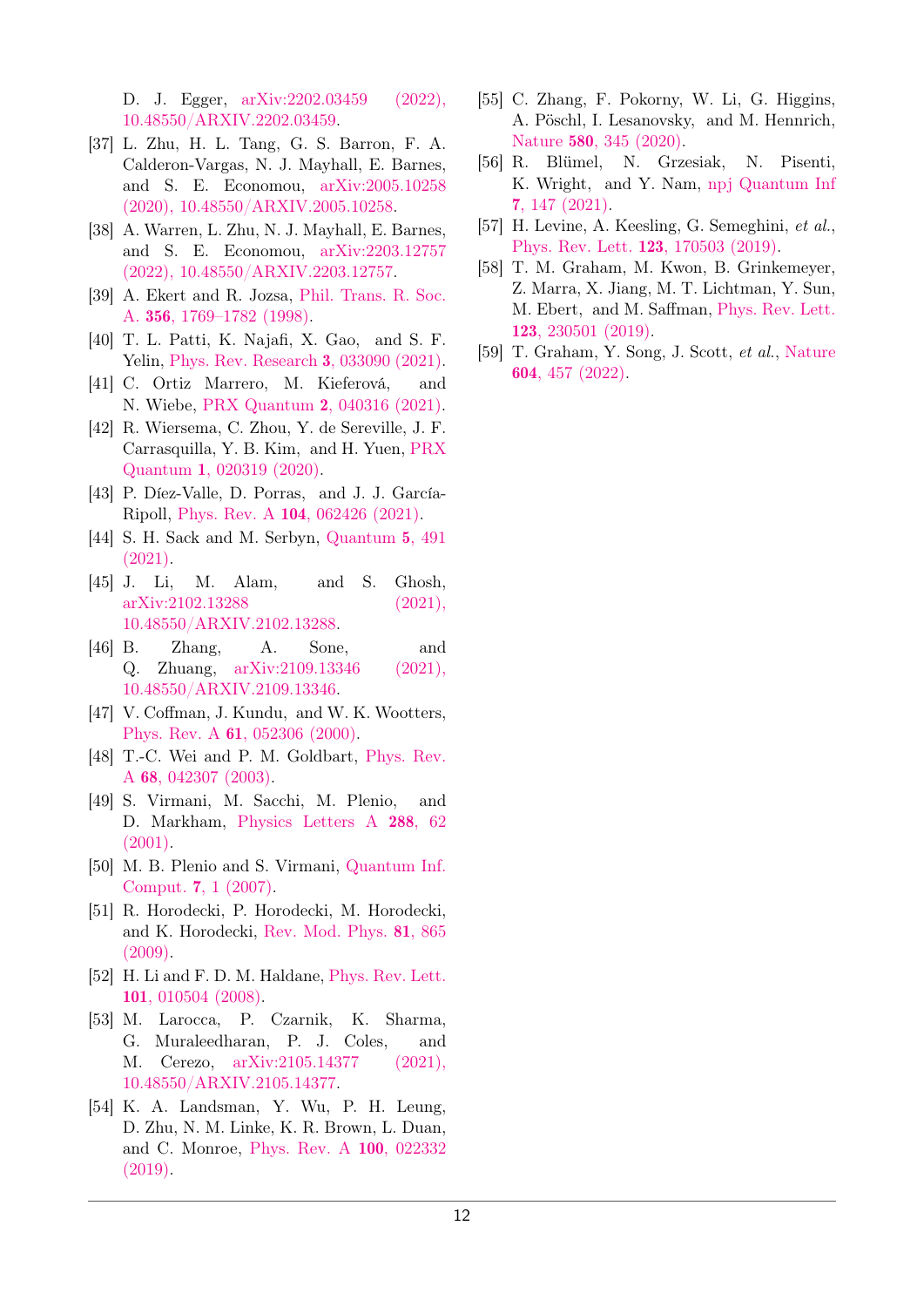D. J. Egger, arXiv:2202.03459 (2022), 10.48550/ARXIV.2202.03459.

[37] L. Zhu, H. L. Tang, G. S. Barron, F. A. Calderon-Vargas, N. J. Mayhall, E. Barnes, and S. E. Economou, arXiv:2005.10258 (2020), 10.48550/ARXIV.2005.10258.

[38] A. Warren, L. Zhu, N. J. Mayhall, E. Barnes, and S. E. Economou, arXiv:2203.12757 (2022), 10.48550/ARXIV.2203.12757.

[39] A. Ekert and R. Jozsa, Phil. Trans. R. Soc. A. **356**, 1769–1782 (1998).

[40] T. L. Patti, K. Najafi, X. Gao, and S. F. Yelin, Phys. Rev. Research **3**, 033090 (2021).

[41] C. Ortiz Marrero, M. Kieferová, and N. Wiebe, PRX Quantum **2**, 040316 (2021).

[42] R. Wiersema, C. Zhou, Y. de Sereville, J. F. Carrasquilla, Y. B. Kim, and H. Yuen, PRX Quantum **1**, 020319 (2020).

[43] P. Díez-Valle, D. Porras, and J. J. García-Ripoll, Phys. Rev. A **104**, 062426 (2021).

[44] S. H. Sack and M. Serbyn, Quantum **5**, 491 (2021).

[45] J. Li, M. Alam, and S. Ghosh, arXiv:2102.13288 (2021), 10.48550/ARXIV.2102.13288.

[46] B. Zhang, A. Sone, and Q. Zhuang, arXiv:2109.13346 (2021), 10.48550/ARXIV.2109.13346.

[47] V. Coffman, J. Kundu, and W. K. Wootters, Phys. Rev. A **61**, 052306 (2000).

[48] T.-C. Wei and P. M. Goldbart, Phys. Rev. A **68**, 042307 (2003).

[49] S. Virmani, M. Sacchi, M. Plenio, and D. Markham, Physics Letters A **288**, 62 (2001).

[50] M. B. Plenio and S. Virmani, Quantum Inf. Comput. **7**, 1 (2007).

[51] R. Horodecki, P. Horodecki, M. Horodecki, and K. Horodecki, Rev. Mod. Phys. **81**, 865 (2009).

[52] H. Li and F. D. M. Haldane, Phys. Rev. Lett. **101**, 010504 (2008).

[53] M. Larocca, P. Czarnik, K. Sharma, G. Muraleedharan, P. J. Coles, and M. Cerezo, arXiv:2105.14377 (2021), 10.48550/ARXIV.2105.14377.

[54] K. A. Landsman, Y. Wu, P. H. Leung, D. Zhu, N. M. Linke, K. R. Brown, L. Duan, and C. Monroe, Phys. Rev. A **100**, 022332 (2019).

[55] C. Zhang, F. Pokorny, W. Li, G. Higgins, A. Pöschl, I. Lesanovsky, and M. Hennrich, Nature **580**, 345 (2020).

[56] R. Blümel, N. Grzesiak, N. Pisenti, K. Wright, and Y. Nam, npj Quantum Inf **7**, 147 (2021).

[57] H. Levine, A. Keesling, G. Semeghini, *et al.*, Phys. Rev. Lett. **123**, 170503 (2019).

[58] T. M. Graham, M. Kwon, B. Grinkemeyer, Z. Marra, X. Jiang, M. T. Lichtman, Y. Sun, M. Ebert, and M. Saffman, Phys. Rev. Lett. **123**, 230501 (2019).

[59] T. Graham, Y. Song, J. Scott, *et al.*, Nature **604**, 457 (2022).